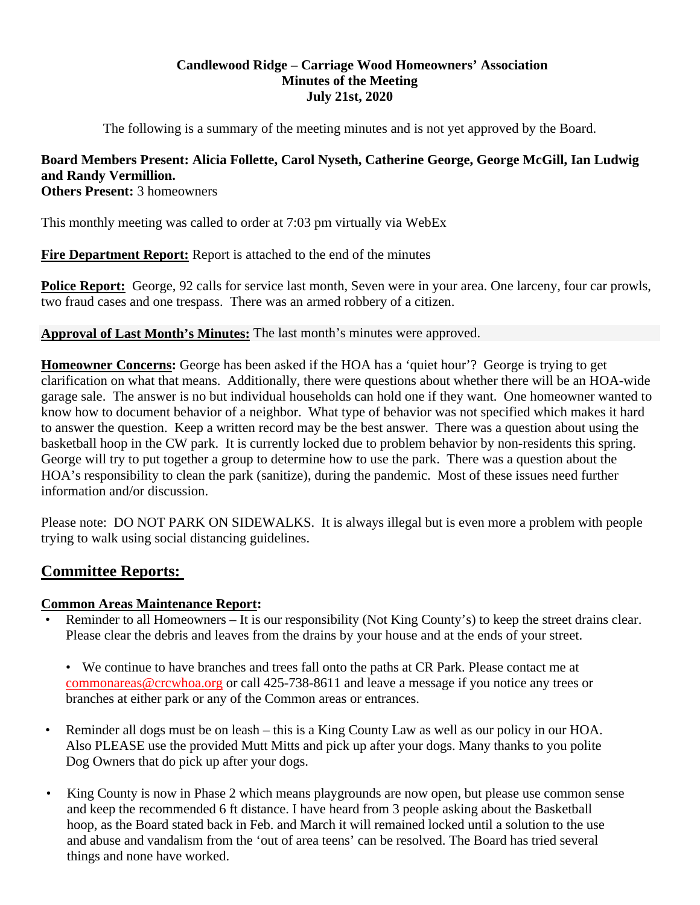**Candlewood Ridge – Carriage Wood Homeowners' Association**
**Minutes of the Meeting**
**July 21st, 2020**

The following is a summary of the meeting minutes and is not yet approved by the Board.

**Board Members Present: Alicia Follette, Carol Nyseth, Catherine George, George McGill, Ian Ludwig and Randy Vermillion.**
**Others Present:** 3 homeowners

This monthly meeting was called to order at 7:03 pm virtually via WebEx

**Fire Department Report:** Report is attached to the end of the minutes

**Police Report:** George, 92 calls for service last month, Seven were in your area. One larceny, four car prowls, two fraud cases and one trespass. There was an armed robbery of a citizen.

**Approval of Last Month's Minutes:** The last month's minutes were approved.

**Homeowner Concerns:** George has been asked if the HOA has a 'quiet hour'? George is trying to get clarification on what that means. Additionally, there were questions about whether there will be an HOA-wide garage sale. The answer is no but individual households can hold one if they want. One homeowner wanted to know how to document behavior of a neighbor. What type of behavior was not specified which makes it hard to answer the question. Keep a written record may be the best answer. There was a question about using the basketball hoop in the CW park. It is currently locked due to problem behavior by non-residents this spring. George will try to put together a group to determine how to use the park. There was a question about the HOA's responsibility to clean the park (sanitize), during the pandemic. Most of these issues need further information and/or discussion.

Please note: DO NOT PARK ON SIDEWALKS. It is always illegal but is even more a problem with people trying to walk using social distancing guidelines.

## Committee Reports:

**Common Areas Maintenance Report:**

- Reminder to all Homeowners – It is our responsibility (Not King County's) to keep the street drains clear. Please clear the debris and leaves from the drains by your house and at the ends of your street.

  - We continue to have branches and trees fall onto the paths at CR Park. Please contact me at commonareas@crcwhoa.org or call 425-738-8611 and leave a message if you notice any trees or branches at either park or any of the Common areas or entrances.

- Reminder all dogs must be on leash – this is a King County Law as well as our policy in our HOA. Also PLEASE use the provided Mutt Mitts and pick up after your dogs. Many thanks to you polite Dog Owners that do pick up after your dogs.

- King County is now in Phase 2 which means playgrounds are now open, but please use common sense and keep the recommended 6 ft distance. I have heard from 3 people asking about the Basketball hoop, as the Board stated back in Feb. and March it will remained locked until a solution to the use and abuse and vandalism from the 'out of area teens' can be resolved. The Board has tried several things and none have worked.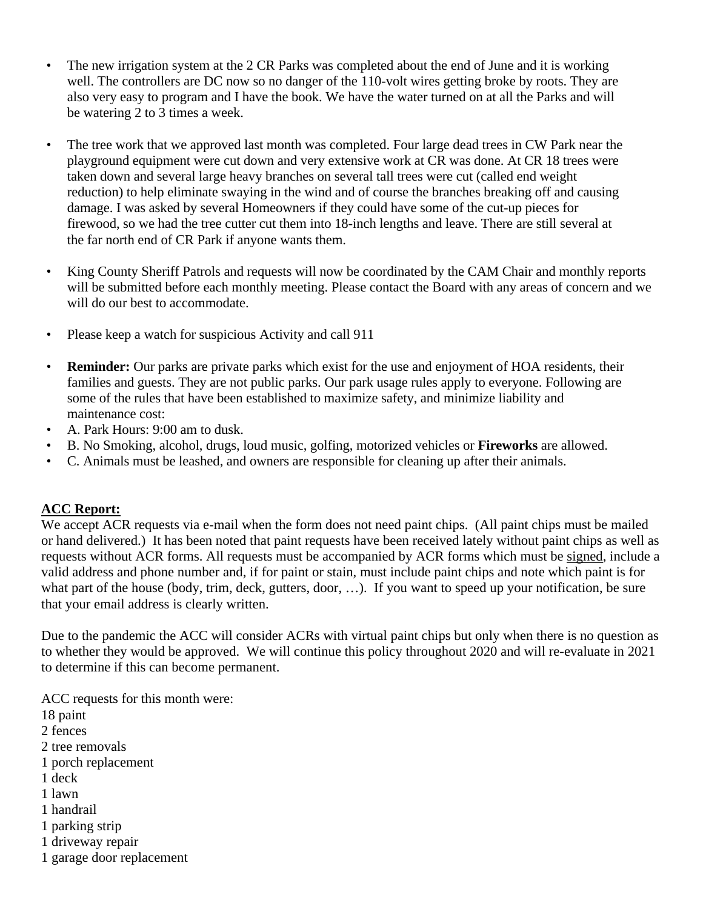- The new irrigation system at the 2 CR Parks was completed about the end of June and it is working well. The controllers are DC now so no danger of the 110-volt wires getting broke by roots. They are also very easy to program and I have the book. We have the water turned on at all the Parks and will be watering 2 to 3 times a week.

- The tree work that we approved last month was completed. Four large dead trees in CW Park near the playground equipment were cut down and very extensive work at CR was done. At CR 18 trees were taken down and several large heavy branches on several tall trees were cut (called end weight reduction) to help eliminate swaying in the wind and of course the branches breaking off and causing damage. I was asked by several Homeowners if they could have some of the cut-up pieces for firewood, so we had the tree cutter cut them into 18-inch lengths and leave. There are still several at the far north end of CR Park if anyone wants them.

- King County Sheriff Patrols and requests will now be coordinated by the CAM Chair and monthly reports will be submitted before each monthly meeting. Please contact the Board with any areas of concern and we will do our best to accommodate.

- Please keep a watch for suspicious Activity and call 911

- **Reminder:** Our parks are private parks which exist for the use and enjoyment of HOA residents, their families and guests. They are not public parks. Our park usage rules apply to everyone. Following are some of the rules that have been established to maximize safety, and minimize liability and maintenance cost:
- A. Park Hours: 9:00 am to dusk.
- B. No Smoking, alcohol, drugs, loud music, golfing, motorized vehicles or **Fireworks** are allowed.
- C. Animals must be leashed, and owners are responsible for cleaning up after their animals.

**<u>ACC Report:</u>**

We accept ACR requests via e-mail when the form does not need paint chips. (All paint chips must be mailed or hand delivered.) It has been noted that paint requests have been received lately without paint chips as well as requests without ACR forms. All requests must be accompanied by ACR forms which must be <u>signed</u>, include a valid address and phone number and, if for paint or stain, must include paint chips and note which paint is for what part of the house (body, trim, deck, gutters, door, …). If you want to speed up your notification, be sure that your email address is clearly written.

Due to the pandemic the ACC will consider ACRs with virtual paint chips but only when there is no question as to whether they would be approved. We will continue this policy throughout 2020 and will re-evaluate in 2021 to determine if this can become permanent.

ACC requests for this month were:
18 paint
2 fences
2 tree removals
1 porch replacement
1 deck
1 lawn
1 handrail
1 parking strip
1 driveway repair
1 garage door replacement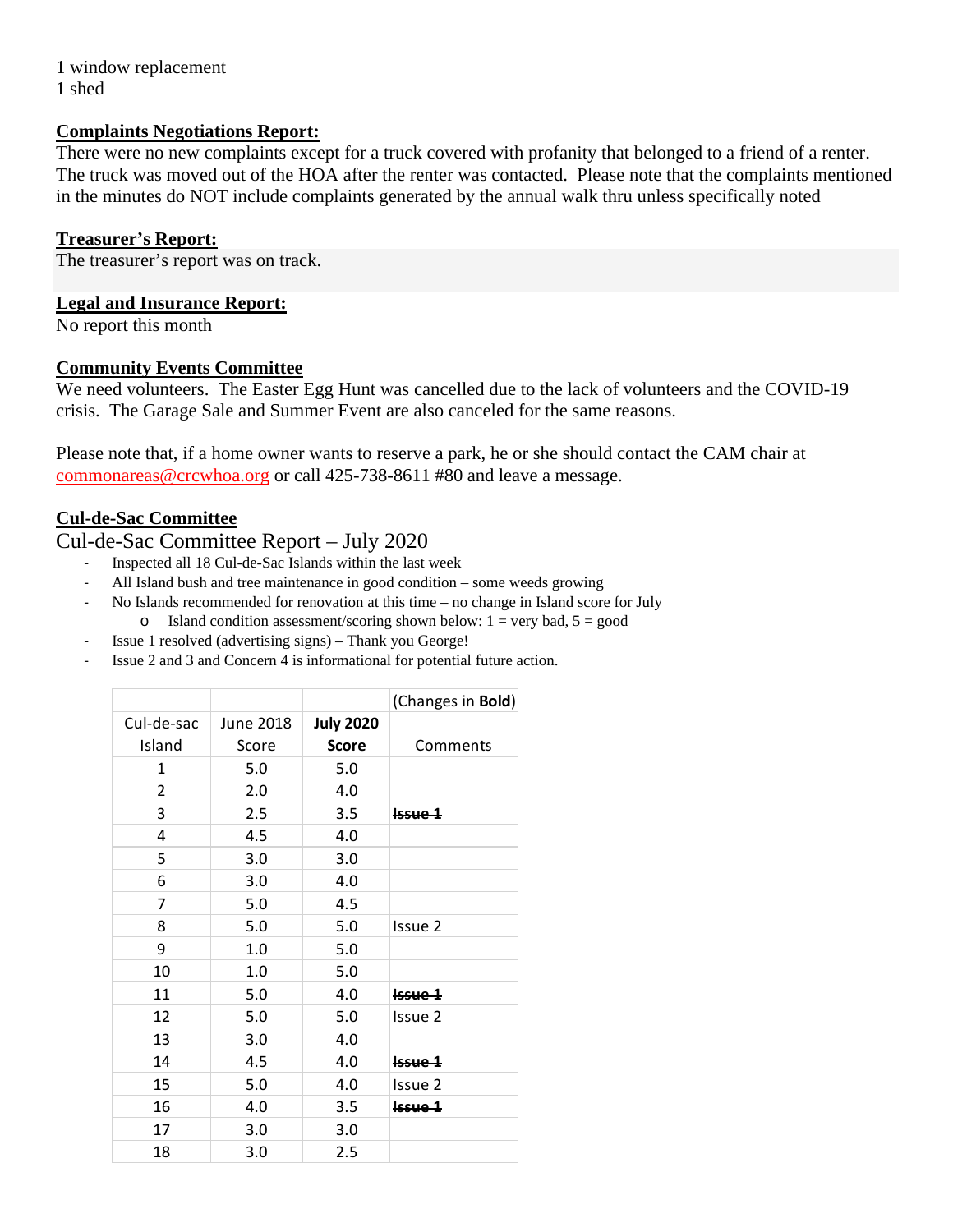1 window replacement
1 shed

**Complaints Negotiations Report:**
There were no new complaints except for a truck covered with profanity that belonged to a friend of a renter. The truck was moved out of the HOA after the renter was contacted. Please note that the complaints mentioned in the minutes do NOT include complaints generated by the annual walk thru unless specifically noted

**Treasurer's Report:**
The treasurer's report was on track.

**Legal and Insurance Report:**
No report this month

**Community Events Committee**
We need volunteers. The Easter Egg Hunt was cancelled due to the lack of volunteers and the COVID-19 crisis. The Garage Sale and Summer Event are also canceled for the same reasons.

Please note that, if a home owner wants to reserve a park, he or she should contact the CAM chair at commonareas@crcwhoa.org or call 425-738-8611 #80 and leave a message.

**Cul-de-Sac Committee**

Cul-de-Sac Committee Report – July 2020

- Inspected all 18 Cul-de-Sac Islands within the last week
- All Island bush and tree maintenance in good condition – some weeds growing
- No Islands recommended for renovation at this time – no change in Island score for July
  - Island condition assessment/scoring shown below: 1 = very bad, 5 = good
- Issue 1 resolved (advertising signs) – Thank you George!
- Issue 2 and 3 and Concern 4 is informational for potential future action.

| | | | (Changes in **Bold**) |
|---|---|---|---|
| Cul-de-sac Island | June 2018 Score | **July 2020 Score** | Comments |
| 1 | 5.0 | 5.0 | |
| 2 | 2.0 | 4.0 | |
| 3 | 2.5 | 3.5 | **~~Issue 1~~** |
| 4 | 4.5 | 4.0 | |
| 5 | 3.0 | 3.0 | |
| 6 | 3.0 | 4.0 | |
| 7 | 5.0 | 4.5 | |
| 8 | 5.0 | 5.0 | Issue 2 |
| 9 | 1.0 | 5.0 | |
| 10 | 1.0 | 5.0 | |
| 11 | 5.0 | 4.0 | **~~Issue 1~~** |
| 12 | 5.0 | 5.0 | Issue 2 |
| 13 | 3.0 | 4.0 | |
| 14 | 4.5 | 4.0 | **~~Issue 1~~** |
| 15 | 5.0 | 4.0 | Issue 2 |
| 16 | 4.0 | 3.5 | **~~Issue 1~~** |
| 17 | 3.0 | 3.0 | |
| 18 | 3.0 | 2.5 | |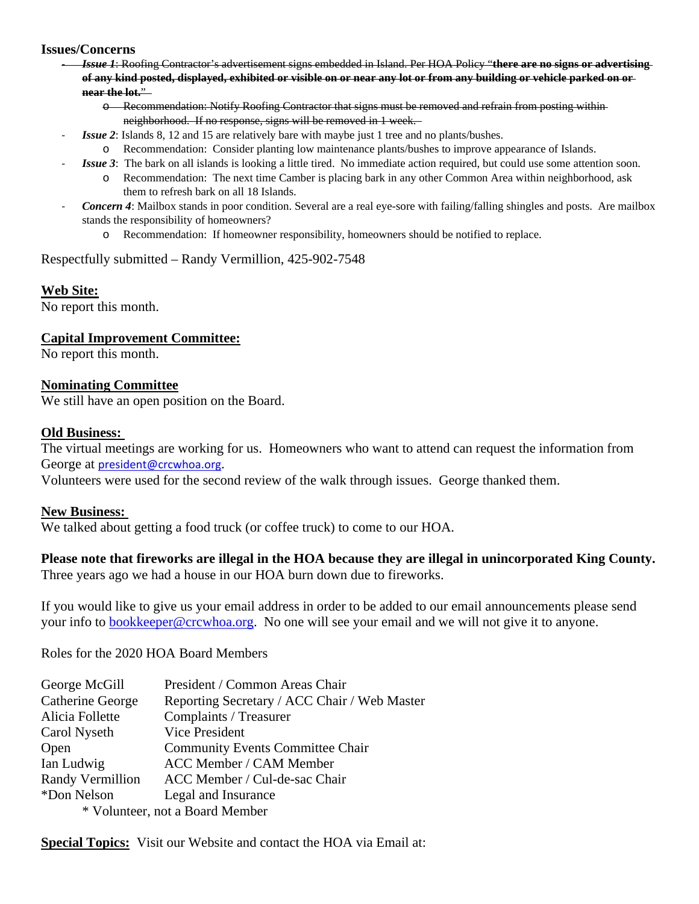**Issues/Concerns**

- ~~***Issue 1***: Roofing Contractor's advertisement signs embedded in Island. Per HOA Policy "**there are no signs or advertising of any kind posted, displayed, exhibited or visible on or near any lot or from any building or vehicle parked on or near the lot.**"~~
  - ~~Recommendation: Notify Roofing Contractor that signs must be removed and refrain from posting within neighborhood. If no response, signs will be removed in 1 week.~~
- ***Issue 2***: Islands 8, 12 and 15 are relatively bare with maybe just 1 tree and no plants/bushes.
  - Recommendation: Consider planting low maintenance plants/bushes to improve appearance of Islands.
- ***Issue 3***: The bark on all islands is looking a little tired. No immediate action required, but could use some attention soon.
  - Recommendation: The next time Camber is placing bark in any other Common Area within neighborhood, ask them to refresh bark on all 18 Islands.
- ***Concern 4***: Mailbox stands in poor condition. Several are a real eye-sore with failing/falling shingles and posts. Are mailbox stands the responsibility of homeowners?
  - Recommendation: If homeowner responsibility, homeowners should be notified to replace.

Respectfully submitted – Randy Vermillion, 425-902-7548

**Web Site:**
No report this month.

**Capital Improvement Committee:**
No report this month.

**Nominating Committee**
We still have an open position on the Board.

**Old Business:**
The virtual meetings are working for us. Homeowners who want to attend can request the information from George at president@crcwhoa.org.
Volunteers were used for the second review of the walk through issues. George thanked them.

**New Business:**
We talked about getting a food truck (or coffee truck) to come to our HOA.

**Please note that fireworks are illegal in the HOA because they are illegal in unincorporated King County.** Three years ago we had a house in our HOA burn down due to fireworks.

If you would like to give us your email address in order to be added to our email announcements please send your info to bookkeeper@crcwhoa.org. No one will see your email and we will not give it to anyone.

Roles for the 2020 HOA Board Members

| | |
|---|---|
| George McGill | President / Common Areas Chair |
| Catherine George | Reporting Secretary / ACC Chair / Web Master |
| Alicia Follette | Complaints / Treasurer |
| Carol Nyseth | Vice President |
| Open | Community Events Committee Chair |
| Ian Ludwig | ACC Member / CAM Member |
| Randy Vermillion | ACC Member / Cul-de-sac Chair |
| *Don Nelson | Legal and Insurance |

\* Volunteer, not a Board Member

**Special Topics:** Visit our Website and contact the HOA via Email at: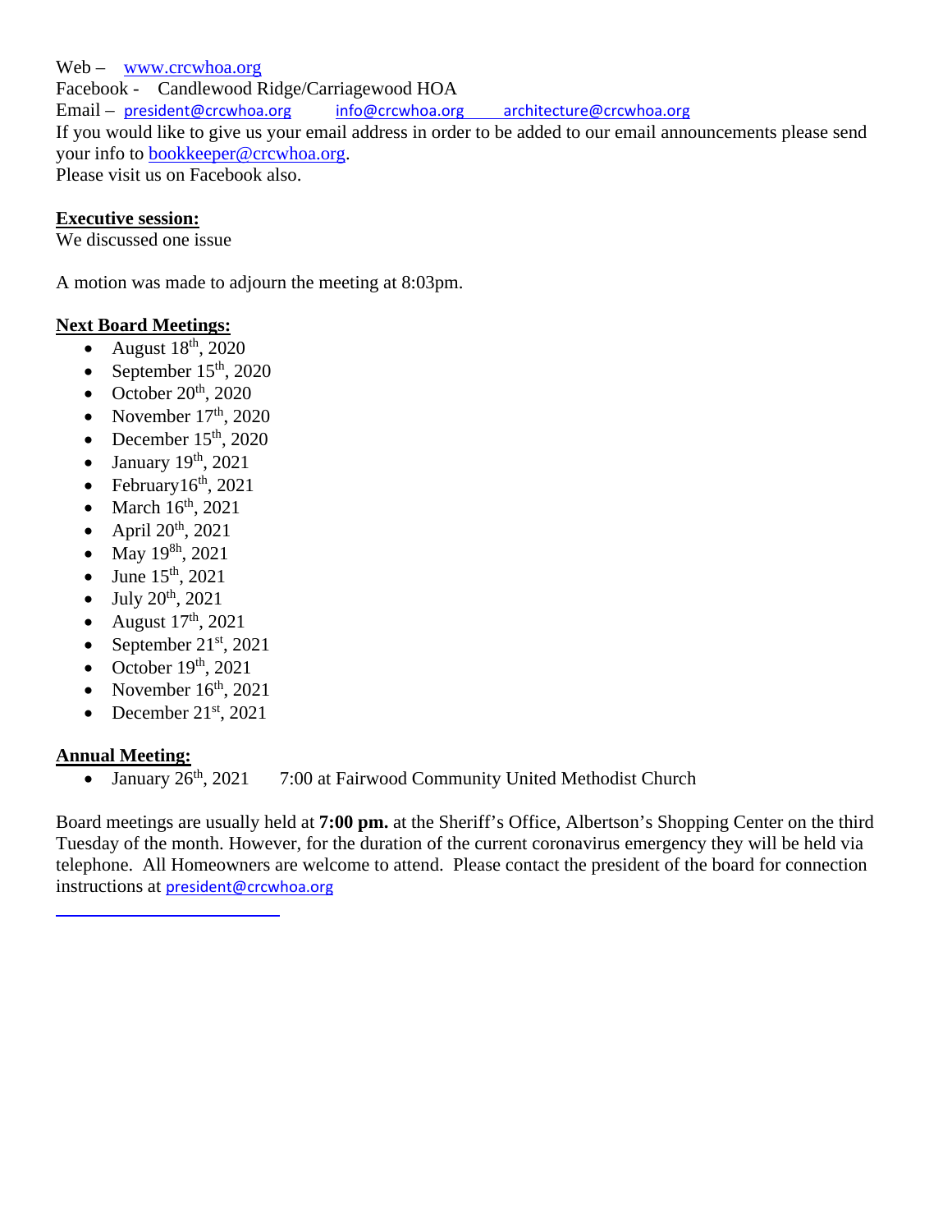Web – www.crcwhoa.org
Facebook - Candlewood Ridge/Carriagewood HOA
Email – president@crcwhoa.org info@crcwhoa.org architecture@crcwhoa.org
If you would like to give us your email address in order to be added to our email announcements please send your info to bookkeeper@crcwhoa.org.
Please visit us on Facebook also.

**Executive session:**
We discussed one issue

A motion was made to adjourn the meeting at 8:03pm.

**Next Board Meetings:**

- August 18th, 2020
- September 15th, 2020
- October 20th, 2020
- November 17th, 2020
- December 15th, 2020
- January 19th, 2021
- February16th, 2021
- March 16th, 2021
- April 20th, 2021
- May 19th, 2021
- June 15th, 2021
- July 20th, 2021
- August 17th, 2021
- September 21st, 2021
- October 19th, 2021
- November 16th, 2021
- December 21st, 2021

**Annual Meeting:**

- January 26th, 2021 7:00 at Fairwood Community United Methodist Church

Board meetings are usually held at **7:00 pm.** at the Sheriff's Office, Albertson's Shopping Center on the third Tuesday of the month. However, for the duration of the current coronavirus emergency they will be held via telephone. All Homeowners are welcome to attend. Please contact the president of the board for connection instructions at president@crcwhoa.org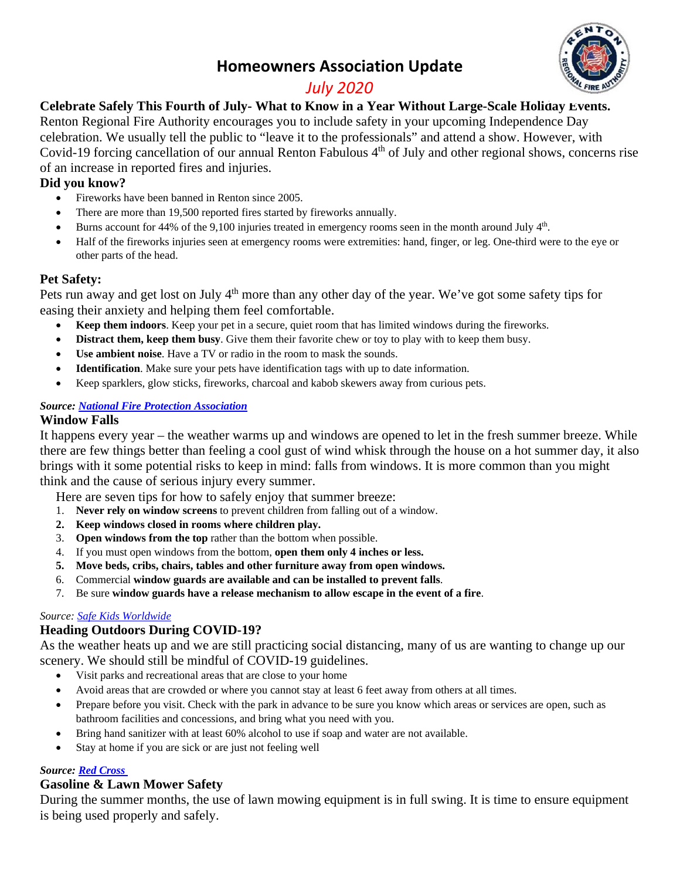# Homeowners Association Update

*July 2020*

## Celebrate Safely This Fourth of July- What to Know in a Year Without Large-Scale Holiday Events.

Renton Regional Fire Authority encourages you to include safety in your upcoming Independence Day celebration. We usually tell the public to "leave it to the professionals" and attend a show. However, with Covid-19 forcing cancellation of our annual Renton Fabulous 4th of July and other regional shows, concerns rise of an increase in reported fires and injuries.

### Did you know?

- Fireworks have been banned in Renton since 2005.
- There are more than 19,500 reported fires started by fireworks annually.
- Burns account for 44% of the 9,100 injuries treated in emergency rooms seen in the month around July 4th.
- Half of the fireworks injuries seen at emergency rooms were extremities: hand, finger, or leg. One-third were to the eye or other parts of the head.

### Pet Safety:

Pets run away and get lost on July 4th more than any other day of the year. We've got some safety tips for easing their anxiety and helping them feel comfortable.

- **Keep them indoors**. Keep your pet in a secure, quiet room that has limited windows during the fireworks.
- **Distract them, keep them busy**. Give them their favorite chew or toy to play with to keep them busy.
- **Use ambient noise**. Have a TV or radio in the room to mask the sounds.
- **Identification**. Make sure your pets have identification tags with up to date information.
- Keep sparklers, glow sticks, fireworks, charcoal and kabob skewers away from curious pets.

***Source:*** ***National Fire Protection Association***

## Window Falls

It happens every year – the weather warms up and windows are opened to let in the fresh summer breeze. While there are few things better than feeling a cool gust of wind whisk through the house on a hot summer day, it also brings with it some potential risks to keep in mind: falls from windows. It is more common than you might think and the cause of serious injury every summer.

Here are seven tips for how to safely enjoy that summer breeze:

1. **Never rely on window screens** to prevent children from falling out of a window.
2. **Keep windows closed in rooms where children play.**
3. **Open windows from the top** rather than the bottom when possible.
4. If you must open windows from the bottom, **open them only 4 inches or less.**
5. **Move beds, cribs, chairs, tables and other furniture away from open windows.**
6. Commercial **window guards are available and can be installed to prevent falls**.
7. Be sure **window guards have a release mechanism to allow escape in the event of a fire**.

*Source: Safe Kids Worldwide*

## Heading Outdoors During COVID-19?

As the weather heats up and we are still practicing social distancing, many of us are wanting to change up our scenery. We should still be mindful of COVID-19 guidelines.

- Visit parks and recreational areas that are close to your home
- Avoid areas that are crowded or where you cannot stay at least 6 feet away from others at all times.
- Prepare before you visit. Check with the park in advance to be sure you know which areas or services are open, such as bathroom facilities and concessions, and bring what you need with you.
- Bring hand sanitizer with at least 60% alcohol to use if soap and water are not available.
- Stay at home if you are sick or are just not feeling well

***Source:*** ***Red Cross***

## Gasoline & Lawn Mower Safety

During the summer months, the use of lawn mowing equipment is in full swing. It is time to ensure equipment is being used properly and safely.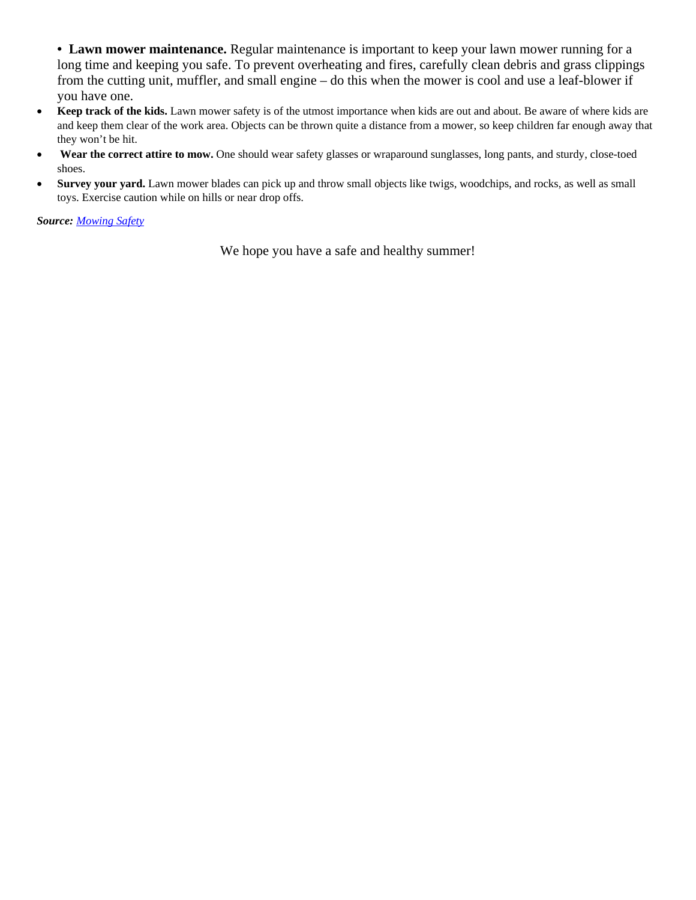- **Lawn mower maintenance.** Regular maintenance is important to keep your lawn mower running for a long time and keeping you safe. To prevent overheating and fires, carefully clean debris and grass clippings from the cutting unit, muffler, and small engine – do this when the mower is cool and use a leaf-blower if you have one.
- **Keep track of the kids.** Lawn mower safety is of the utmost importance when kids are out and about. Be aware of where kids are and keep them clear of the work area. Objects can be thrown quite a distance from a mower, so keep children far enough away that they won't be hit.
- **Wear the correct attire to mow.** One should wear safety glasses or wraparound sunglasses, long pants, and sturdy, close-toed shoes.
- **Survey your yard.** Lawn mower blades can pick up and throw small objects like twigs, woodchips, and rocks, as well as small toys. Exercise caution while on hills or near drop offs.

***Source:*** *Mowing Safety*

We hope you have a safe and healthy summer!